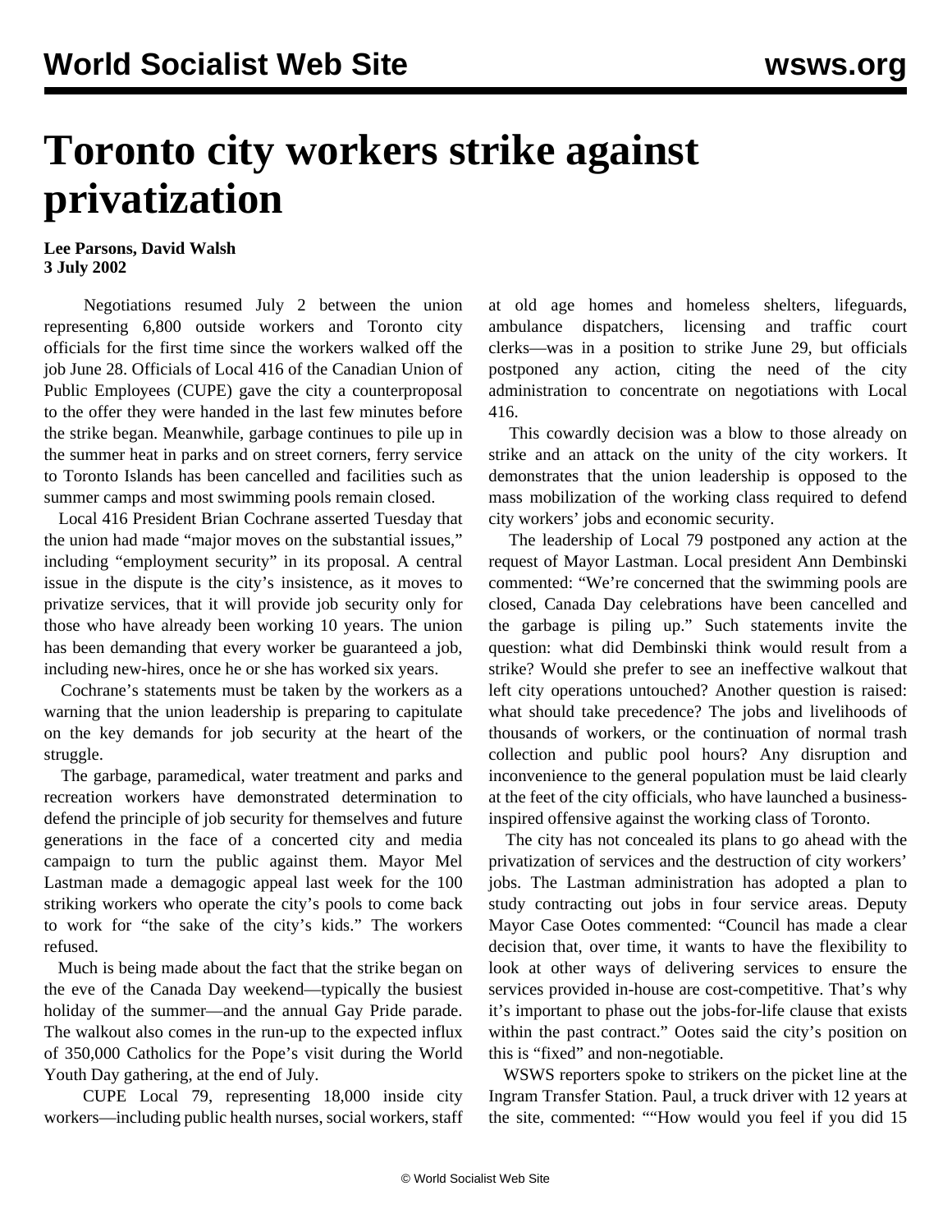# Toronto city workers strike against privatization

**Lee Parsons, David Walsh**
**3 July 2002**

Negotiations resumed July 2 between the union representing 6,800 outside workers and Toronto city officials for the first time since the workers walked off the job June 28. Officials of Local 416 of the Canadian Union of Public Employees (CUPE) gave the city a counterproposal to the offer they were handed in the last few minutes before the strike began. Meanwhile, garbage continues to pile up in the summer heat in parks and on street corners, ferry service to Toronto Islands has been cancelled and facilities such as summer camps and most swimming pools remain closed.

Local 416 President Brian Cochrane asserted Tuesday that the union had made "major moves on the substantial issues," including "employment security" in its proposal. A central issue in the dispute is the city's insistence, as it moves to privatize services, that it will provide job security only for those who have already been working 10 years. The union has been demanding that every worker be guaranteed a job, including new-hires, once he or she has worked six years.

Cochrane's statements must be taken by the workers as a warning that the union leadership is preparing to capitulate on the key demands for job security at the heart of the struggle.

The garbage, paramedical, water treatment and parks and recreation workers have demonstrated determination to defend the principle of job security for themselves and future generations in the face of a concerted city and media campaign to turn the public against them. Mayor Mel Lastman made a demagogic appeal last week for the 100 striking workers who operate the city's pools to come back to work for "the sake of the city's kids." The workers refused.

Much is being made about the fact that the strike began on the eve of the Canada Day weekend—typically the busiest holiday of the summer—and the annual Gay Pride parade. The walkout also comes in the run-up to the expected influx of 350,000 Catholics for the Pope's visit during the World Youth Day gathering, at the end of July.

CUPE Local 79, representing 18,000 inside city workers—including public health nurses, social workers, staff at old age homes and homeless shelters, lifeguards, ambulance dispatchers, licensing and traffic court clerks—was in a position to strike June 29, but officials postponed any action, citing the need of the city administration to concentrate on negotiations with Local 416.

This cowardly decision was a blow to those already on strike and an attack on the unity of the city workers. It demonstrates that the union leadership is opposed to the mass mobilization of the working class required to defend city workers' jobs and economic security.

The leadership of Local 79 postponed any action at the request of Mayor Lastman. Local president Ann Dembinski commented: "We're concerned that the swimming pools are closed, Canada Day celebrations have been cancelled and the garbage is piling up." Such statements invite the question: what did Dembinski think would result from a strike? Would she prefer to see an ineffective walkout that left city operations untouched? Another question is raised: what should take precedence? The jobs and livelihoods of thousands of workers, or the continuation of normal trash collection and public pool hours? Any disruption and inconvenience to the general population must be laid clearly at the feet of the city officials, who have launched a business-inspired offensive against the working class of Toronto.

The city has not concealed its plans to go ahead with the privatization of services and the destruction of city workers' jobs. The Lastman administration has adopted a plan to study contracting out jobs in four service areas. Deputy Mayor Case Ootes commented: "Council has made a clear decision that, over time, it wants to have the flexibility to look at other ways of delivering services to ensure the services provided in-house are cost-competitive. That's why it's important to phase out the jobs-for-life clause that exists within the past contract." Ootes said the city's position on this is "fixed" and non-negotiable.

WSWS reporters spoke to strikers on the picket line at the Ingram Transfer Station. Paul, a truck driver with 12 years at the site, commented: ""How would you feel if you did 15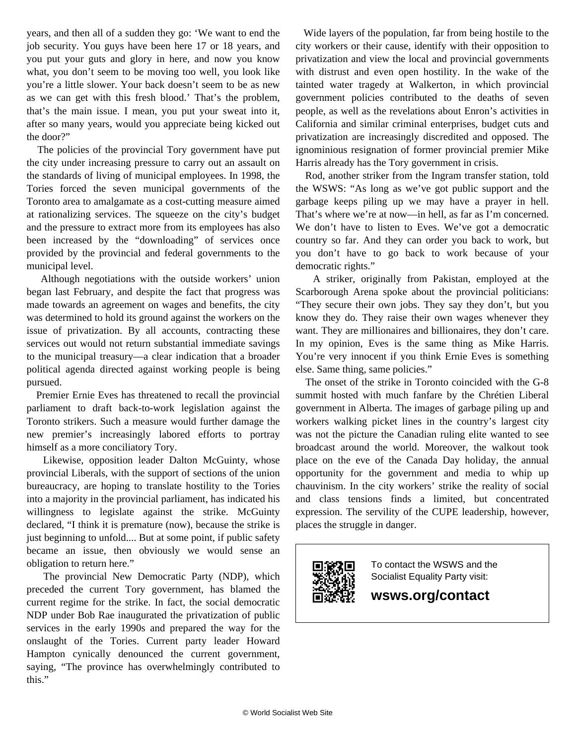years, and then all of a sudden they go: ‘We want to end the job security. You guys have been here 17 or 18 years, and you put your guts and glory in here, and now you know what, you don’t seem to be moving too well, you look like you’re a little slower. Your back doesn’t seem to be as new as we can get with this fresh blood.’ That’s the problem, that’s the main issue. I mean, you put your sweat into it, after so many years, would you appreciate being kicked out the door?”

The policies of the provincial Tory government have put the city under increasing pressure to carry out an assault on the standards of living of municipal employees. In 1998, the Tories forced the seven municipal governments of the Toronto area to amalgamate as a cost-cutting measure aimed at rationalizing services. The squeeze on the city’s budget and the pressure to extract more from its employees has also been increased by the “downloading” of services once provided by the provincial and federal governments to the municipal level.

Although negotiations with the outside workers’ union began last February, and despite the fact that progress was made towards an agreement on wages and benefits, the city was determined to hold its ground against the workers on the issue of privatization. By all accounts, contracting these services out would not return substantial immediate savings to the municipal treasury—a clear indication that a broader political agenda directed against working people is being pursued.

Premier Ernie Eves has threatened to recall the provincial parliament to draft back-to-work legislation against the Toronto strikers. Such a measure would further damage the new premier’s increasingly labored efforts to portray himself as a more conciliatory Tory.

Likewise, opposition leader Dalton McGuinty, whose provincial Liberals, with the support of sections of the union bureaucracy, are hoping to translate hostility to the Tories into a majority in the provincial parliament, has indicated his willingness to legislate against the strike. McGuinty declared, “I think it is premature (now), because the strike is just beginning to unfold.... But at some point, if public safety became an issue, then obviously we would sense an obligation to return here.”

The provincial New Democratic Party (NDP), which preceded the current Tory government, has blamed the current regime for the strike. In fact, the social democratic NDP under Bob Rae inaugurated the privatization of public services in the early 1990s and prepared the way for the onslaught of the Tories. Current party leader Howard Hampton cynically denounced the current government, saying, “The province has overwhelmingly contributed to this.”

Wide layers of the population, far from being hostile to the city workers or their cause, identify with their opposition to privatization and view the local and provincial governments with distrust and even open hostility. In the wake of the tainted water tragedy at Walkerton, in which provincial government policies contributed to the deaths of seven people, as well as the revelations about Enron’s activities in California and similar criminal enterprises, budget cuts and privatization are increasingly discredited and opposed. The ignominious resignation of former provincial premier Mike Harris already has the Tory government in crisis.

Rod, another striker from the Ingram transfer station, told the WSWS: “As long as we’ve got public support and the garbage keeps piling up we may have a prayer in hell. That’s where we’re at now—in hell, as far as I’m concerned. We don’t have to listen to Eves. We’ve got a democratic country so far. And they can order you back to work, but you don’t have to go back to work because of your democratic rights.”

A striker, originally from Pakistan, employed at the Scarborough Arena spoke about the provincial politicians: “They secure their own jobs. They say they don’t, but you know they do. They raise their own wages whenever they want. They are millionaires and billionaires, they don’t care. In my opinion, Eves is the same thing as Mike Harris. You’re very innocent if you think Ernie Eves is something else. Same thing, same policies.”

The onset of the strike in Toronto coincided with the G-8 summit hosted with much fanfare by the Chrétien Liberal government in Alberta. The images of garbage piling up and workers walking picket lines in the country’s largest city was not the picture the Canadian ruling elite wanted to see broadcast around the world. Moreover, the walkout took place on the eve of the Canada Day holiday, the annual opportunity for the government and media to whip up chauvinism. In the city workers’ strike the reality of social and class tensions finds a limited, but concentrated expression. The servility of the CUPE leadership, however, places the struggle in danger.

To contact the WSWS and the Socialist Equality Party visit:

**wsws.org/contact**